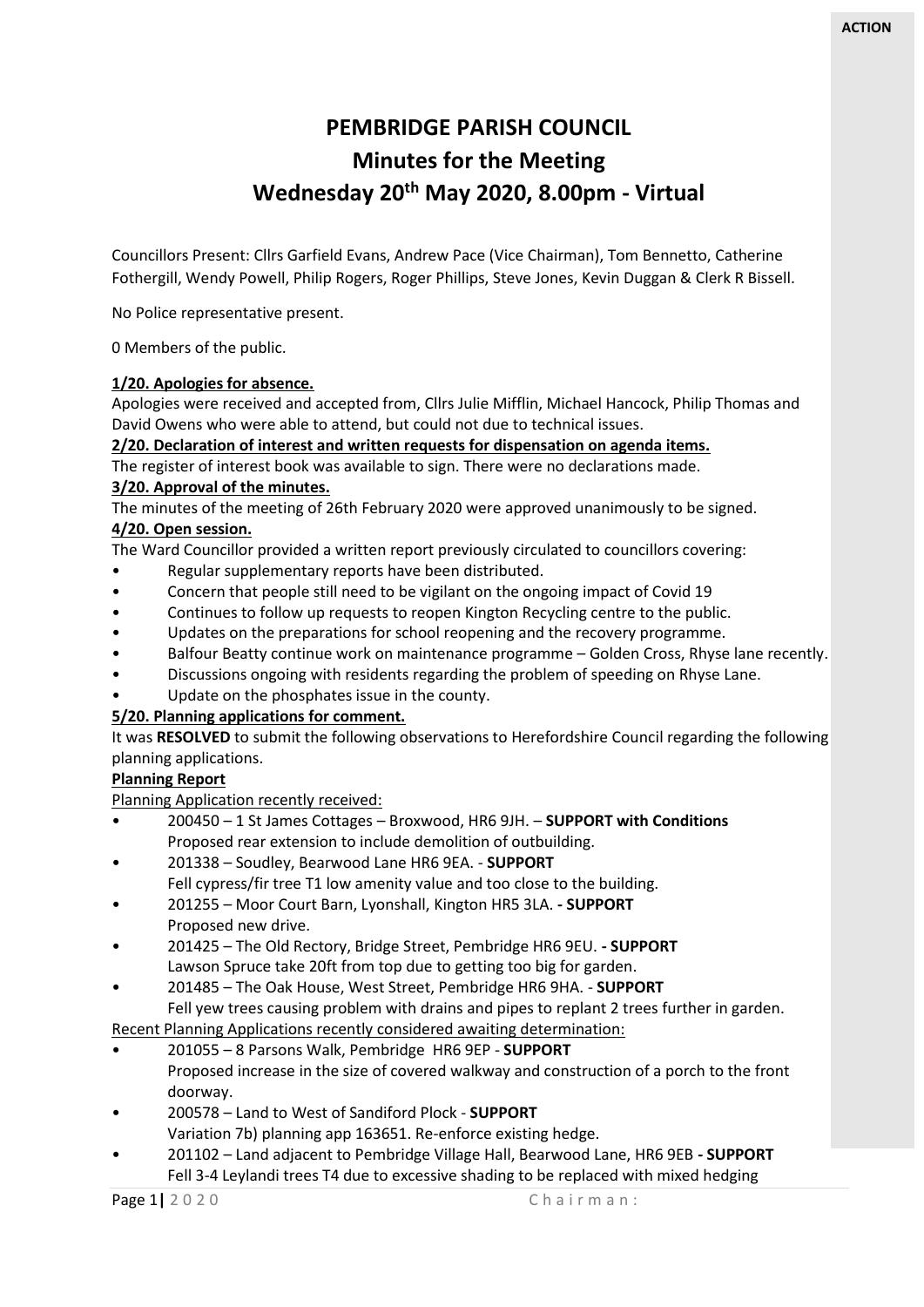**ACTION**

# PEMBRIDGE PARISH COUNCIL

## Minutes for the Meeting

## Wednesday 20th May 2020, 8.00pm - Virtual

Councillors Present: Cllrs Garfield Evans, Andrew Pace (Vice Chairman), Tom Bennetto, Catherine Fothergill, Wendy Powell, Philip Rogers, Roger Phillips, Steve Jones, Kevin Duggan & Clerk R Bissell.

No Police representative present.

0 Members of the public.

**1/20. Apologies for absence.**

Apologies were received and accepted from, Cllrs Julie Mifflin, Michael Hancock, Philip Thomas and David Owens who were able to attend, but could not due to technical issues.

**2/20. Declaration of interest and written requests for dispensation on agenda items.**

The register of interest book was available to sign. There were no declarations made.

**3/20. Approval of the minutes.**

The minutes of the meeting of 26th February 2020 were approved unanimously to be signed.

**4/20. Open session.**

The Ward Councillor provided a written report previously circulated to councillors covering:

- Regular supplementary reports have been distributed.
- Concern that people still need to be vigilant on the ongoing impact of Covid 19
- Continues to follow up requests to reopen Kington Recycling centre to the public.
- Updates on the preparations for school reopening and the recovery programme.
- Balfour Beatty continue work on maintenance programme – Golden Cross, Rhyse lane recently.
- Discussions ongoing with residents regarding the problem of speeding on Rhyse Lane.
- Update on the phosphates issue in the county.

**5/20. Planning applications for comment.**

It was **RESOLVED** to submit the following observations to Herefordshire Council regarding the following planning applications.

**Planning Report**

Planning Application recently received:

- 200450 – 1 St James Cottages – Broxwood, HR6 9JH. – **SUPPORT with Conditions**
  Proposed rear extension to include demolition of outbuilding.
- 201338 – Soudley, Bearwood Lane HR6 9EA. - **SUPPORT**
  Fell cypress/fir tree T1 low amenity value and too close to the building.
- 201255 – Moor Court Barn, Lyonshall, Kington HR5 3LA. **- SUPPORT**
  Proposed new drive.
- 201425 – The Old Rectory, Bridge Street, Pembridge HR6 9EU. **- SUPPORT**
  Lawson Spruce take 20ft from top due to getting too big for garden.
- 201485 – The Oak House, West Street, Pembridge HR6 9HA. - **SUPPORT**
  Fell yew trees causing problem with drains and pipes to replant 2 trees further in garden.

Recent Planning Applications recently considered awaiting determination:

- 201055 – 8 Parsons Walk, Pembridge HR6 9EP - **SUPPORT**
  Proposed increase in the size of covered walkway and construction of a porch to the front doorway.
- 200578 – Land to West of Sandiford Plock - **SUPPORT**
  Variation 7b) planning app 163651. Re-enforce existing hedge.
- 201102 – Land adjacent to Pembridge Village Hall, Bearwood Lane, HR6 9EB **- SUPPORT**
  Fell 3-4 Leylandi trees T4 due to excessive shading to be replaced with mixed hedging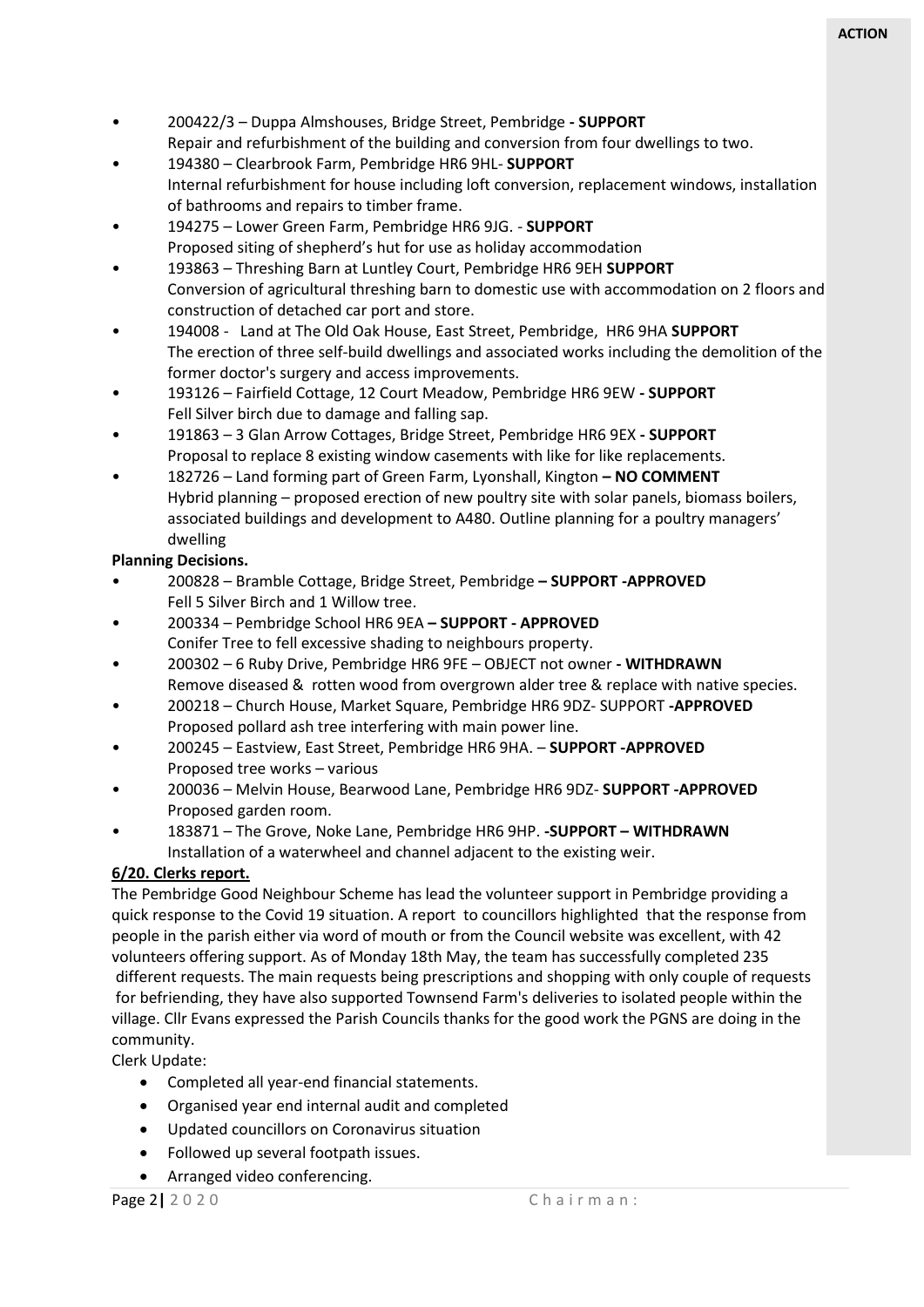**ACTION**

- 200422/3 – Duppa Almshouses, Bridge Street, Pembridge **- SUPPORT**
  Repair and refurbishment of the building and conversion from four dwellings to two.
- 194380 – Clearbrook Farm, Pembridge HR6 9HL- **SUPPORT**
  Internal refurbishment for house including loft conversion, replacement windows, installation of bathrooms and repairs to timber frame.
- 194275 – Lower Green Farm, Pembridge HR6 9JG. - **SUPPORT**
  Proposed siting of shepherd's hut for use as holiday accommodation
- 193863 – Threshing Barn at Luntley Court, Pembridge HR6 9EH **SUPPORT**
  Conversion of agricultural threshing barn to domestic use with accommodation on 2 floors and construction of detached car port and store.
- 194008 - Land at The Old Oak House, East Street, Pembridge, HR6 9HA **SUPPORT**
  The erection of three self-build dwellings and associated works including the demolition of the former doctor's surgery and access improvements.
- 193126 – Fairfield Cottage, 12 Court Meadow, Pembridge HR6 9EW **- SUPPORT**
  Fell Silver birch due to damage and falling sap.
- 191863 – 3 Glan Arrow Cottages, Bridge Street, Pembridge HR6 9EX **- SUPPORT**
  Proposal to replace 8 existing window casements with like for like replacements.
- 182726 – Land forming part of Green Farm, Lyonshall, Kington **– NO COMMENT**
  Hybrid planning – proposed erection of new poultry site with solar panels, biomass boilers, associated buildings and development to A480. Outline planning for a poultry managers' dwelling

**Planning Decisions.**

- 200828 – Bramble Cottage, Bridge Street, Pembridge **– SUPPORT -APPROVED**
  Fell 5 Silver Birch and 1 Willow tree.
- 200334 – Pembridge School HR6 9EA **– SUPPORT - APPROVED**
  Conifer Tree to fell excessive shading to neighbours property.
- 200302 – 6 Ruby Drive, Pembridge HR6 9FE – OBJECT not owner **- WITHDRAWN**
  Remove diseased & rotten wood from overgrown alder tree & replace with native species.
- 200218 – Church House, Market Square, Pembridge HR6 9DZ- SUPPORT **-APPROVED**
  Proposed pollard ash tree interfering with main power line.
- 200245 – Eastview, East Street, Pembridge HR6 9HA. – **SUPPORT -APPROVED**
  Proposed tree works – various
- 200036 – Melvin House, Bearwood Lane, Pembridge HR6 9DZ- **SUPPORT -APPROVED**
  Proposed garden room.
- 183871 – The Grove, Noke Lane, Pembridge HR6 9HP. **-SUPPORT – WITHDRAWN**
  Installation of a waterwheel and channel adjacent to the existing weir.

**6/20. Clerks report.**

The Pembridge Good Neighbour Scheme has lead the volunteer support in Pembridge providing a quick response to the Covid 19 situation. A report to councillors highlighted that the response from people in the parish either via word of mouth or from the Council website was excellent, with 42 volunteers offering support. As of Monday 18th May, the team has successfully completed 235 different requests. The main requests being prescriptions and shopping with only couple of requests for befriending, they have also supported Townsend Farm's deliveries to isolated people within the village. Cllr Evans expressed the Parish Councils thanks for the good work the PGNS are doing in the community.

Clerk Update:

- Completed all year-end financial statements.
- Organised year end internal audit and completed
- Updated councillors on Coronavirus situation
- Followed up several footpath issues.
- Arranged video conferencing.

Chairman: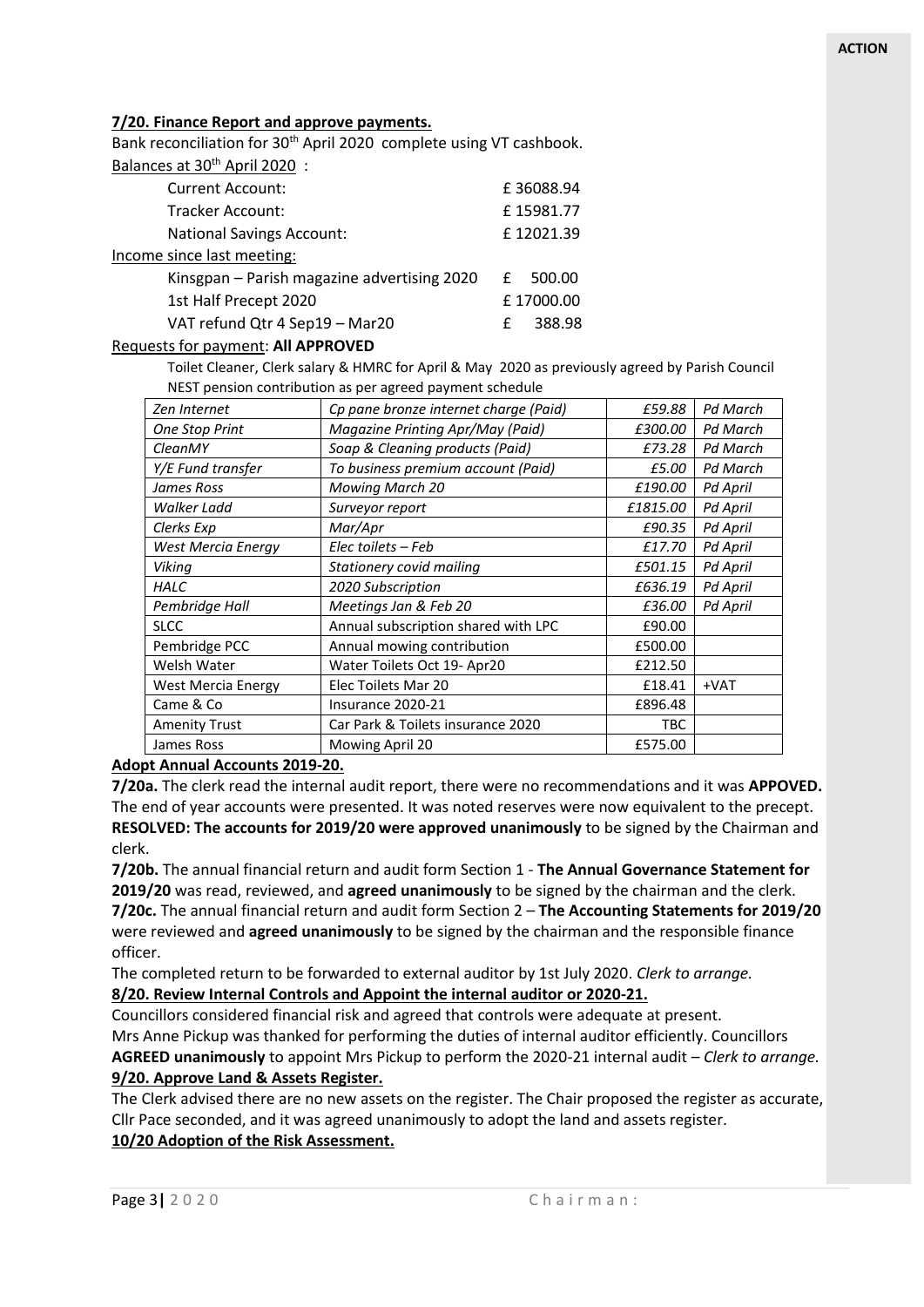**ACTION**

**7/20. Finance Report and approve payments.**

Bank reconciliation for 30th April 2020 complete using VT cashbook.

Balances at 30th April 2020 :

| | |
|---|---|
| Current Account: | £ 36088.94 |
| Tracker Account: | £ 15981.77 |
| National Savings Account: | £ 12021.39 |

Income since last meeting:

| | |
|---|---|
| Kinsgpan – Parish magazine advertising 2020 | £ 500.00 |
| 1st Half Precept 2020 | £ 17000.00 |
| VAT refund Qtr 4 Sep19 – Mar20 | £ 388.98 |

Requests for payment: **All APPROVED**

Toilet Cleaner, Clerk salary & HMRC for April & May 2020 as previously agreed by Parish Council
NEST pension contribution as per agreed payment schedule

| | | | |
|---|---|---|---|
| *Zen Internet* | *Cp pane bronze internet charge (Paid)* | *£59.88* | *Pd March* |
| *One Stop Print* | *Magazine Printing Apr/May (Paid)* | *£300.00* | *Pd March* |
| *CleanMY* | *Soap & Cleaning products (Paid)* | *£73.28* | *Pd March* |
| *Y/E Fund transfer* | *To business premium account (Paid)* | *£5.00* | *Pd March* |
| *James Ross* | *Mowing March 20* | *£190.00* | *Pd April* |
| *Walker Ladd* | *Surveyor report* | *£1815.00* | *Pd April* |
| *Clerks Exp* | *Mar/Apr* | *£90.35* | *Pd April* |
| *West Mercia Energy* | *Elec toilets – Feb* | *£17.70* | *Pd April* |
| *Viking* | *Stationery covid mailing* | *£501.15* | *Pd April* |
| *HALC* | *2020 Subscription* | *£636.19* | *Pd April* |
| *Pembridge Hall* | *Meetings Jan & Feb 20* | *£36.00* | *Pd April* |
| SLCC | Annual subscription shared with LPC | £90.00 | |
| Pembridge PCC | Annual mowing contribution | £500.00 | |
| Welsh Water | Water Toilets Oct 19- Apr20 | £212.50 | |
| West Mercia Energy | Elec Toilets Mar 20 | £18.41 | +VAT |
| Came & Co | Insurance 2020-21 | £896.48 | |
| Amenity Trust | Car Park & Toilets insurance 2020 | TBC | |
| James Ross | Mowing April 20 | £575.00 | |

**Adopt Annual Accounts 2019-20.**

**7/20a.** The clerk read the internal audit report, there were no recommendations and it was **APPOVED.** The end of year accounts were presented. It was noted reserves were now equivalent to the precept. **RESOLVED: The accounts for 2019/20 were approved unanimously** to be signed by the Chairman and clerk.

**7/20b.** The annual financial return and audit form Section 1 - **The Annual Governance Statement for 2019/20** was read, reviewed, and **agreed unanimously** to be signed by the chairman and the clerk.

**7/20c.** The annual financial return and audit form Section 2 – **The Accounting Statements for 2019/20** were reviewed and **agreed unanimously** to be signed by the chairman and the responsible finance officer.

The completed return to be forwarded to external auditor by 1st July 2020. *Clerk to arrange.*

**8/20. Review Internal Controls and Appoint the internal auditor or 2020-21.**

Councillors considered financial risk and agreed that controls were adequate at present.

Mrs Anne Pickup was thanked for performing the duties of internal auditor efficiently. Councillors **AGREED unanimously** to appoint Mrs Pickup to perform the 2020-21 internal audit – *Clerk to arrange.*

**9/20. Approve Land & Assets Register.**

The Clerk advised there are no new assets on the register. The Chair proposed the register as accurate, Cllr Pace seconded, and it was agreed unanimously to adopt the land and assets register.

**10/20 Adoption of the Risk Assessment.**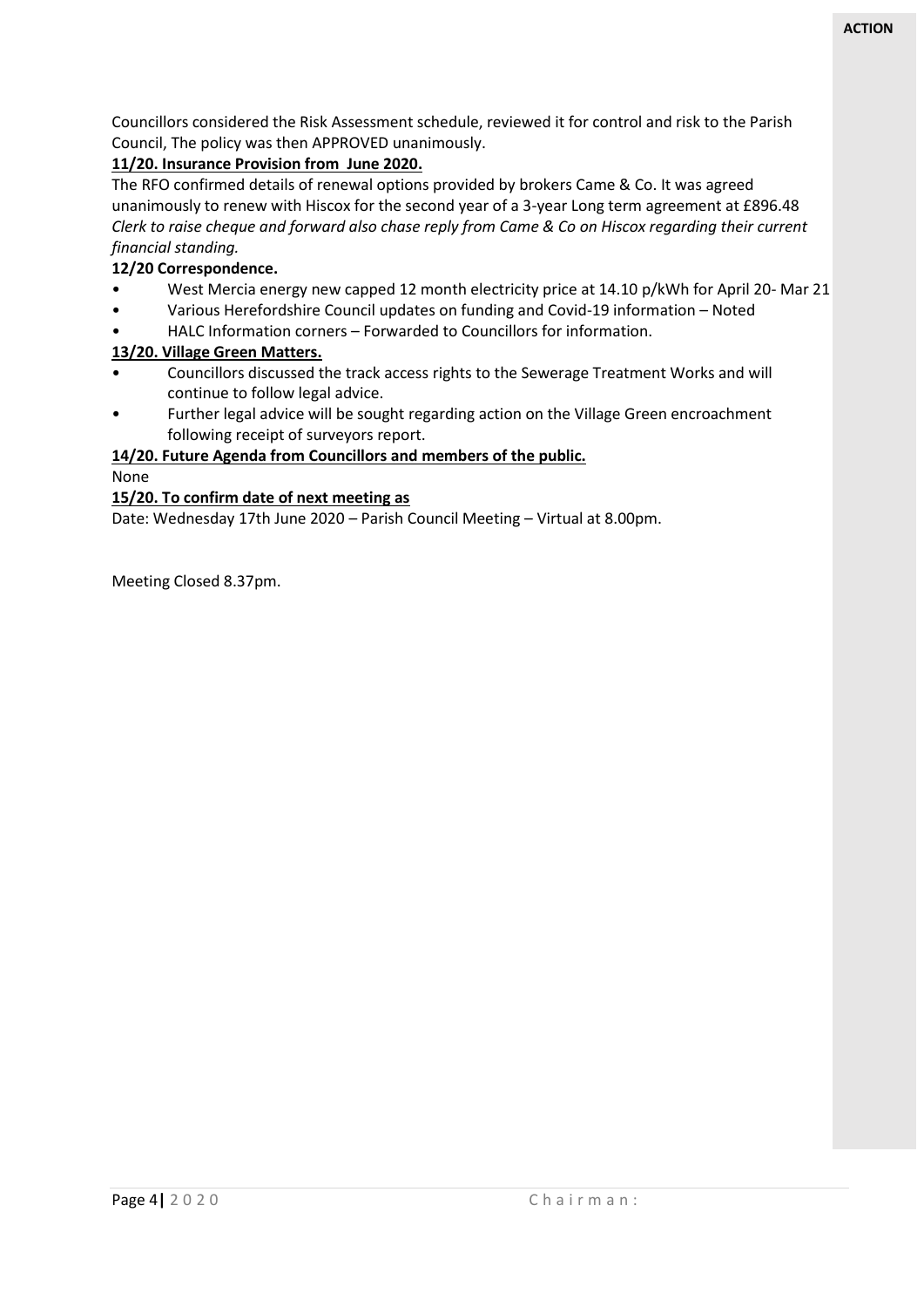**ACTION**

Councillors considered the Risk Assessment schedule, reviewed it for control and risk to the Parish Council, The policy was then APPROVED unanimously.

**11/20. Insurance Provision from June 2020.**

The RFO confirmed details of renewal options provided by brokers Came & Co. It was agreed unanimously to renew with Hiscox for the second year of a 3-year Long term agreement at £896.48 *Clerk to raise cheque and forward also chase reply from Came & Co on Hiscox regarding their current financial standing.*

**12/20 Correspondence.**

- West Mercia energy new capped 12 month electricity price at 14.10 p/kWh for April 20- Mar 21
- Various Herefordshire Council updates on funding and Covid-19 information – Noted
- HALC Information corners – Forwarded to Councillors for information.

**13/20. Village Green Matters.**

- Councillors discussed the track access rights to the Sewerage Treatment Works and will continue to follow legal advice.
- Further legal advice will be sought regarding action on the Village Green encroachment following receipt of surveyors report.

**14/20. Future Agenda from Councillors and members of the public.**

None

**15/20. To confirm date of next meeting as**

Date: Wednesday 17th June 2020 – Parish Council Meeting – Virtual at 8.00pm.

Meeting Closed 8.37pm.

Chairman: